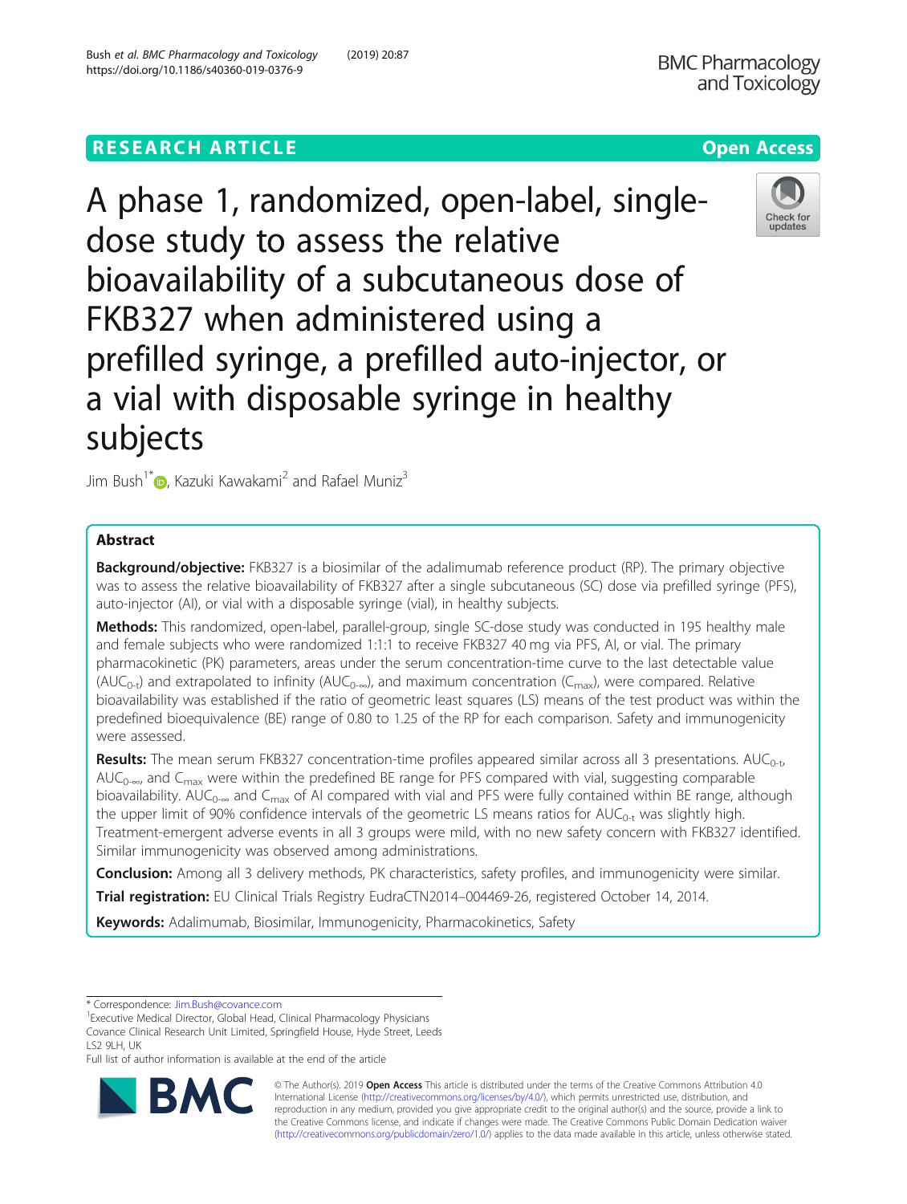# A phase 1, randomized, open-label, single-dose study to assess the relative bioavailability of a subcutaneous dose of FKB327 when administered using a prefilled syringe, a prefilled auto-injector, or a vial with disposable syringe in healthy subjects

Jim Bush[1*], Kazuki Kawakami[2] and Rafael Muniz[3]

## Abstract

**Background/objective:** FKB327 is a biosimilar of the adalimumab reference product (RP). The primary objective was to assess the relative bioavailability of FKB327 after a single subcutaneous (SC) dose via prefilled syringe (PFS), auto-injector (AI), or vial with a disposable syringe (vial), in healthy subjects.

**Methods:** This randomized, open-label, parallel-group, single SC-dose study was conducted in 195 healthy male and female subjects who were randomized 1:1:1 to receive FKB327 40 mg via PFS, AI, or vial. The primary pharmacokinetic (PK) parameters, areas under the serum concentration-time curve to the last detectable value ($AUC_{0-t}$) and extrapolated to infinity ($AUC_{0-\infty}$), and maximum concentration ($C_{max}$), were compared. Relative bioavailability was established if the ratio of geometric least squares (LS) means of the test product was within the predefined bioequivalence (BE) range of 0.80 to 1.25 of the RP for each comparison. Safety and immunogenicity were assessed.

**Results:** The mean serum FKB327 concentration-time profiles appeared similar across all 3 presentations. $AUC_{0-t}$, $AUC_{0-\infty}$, and $C_{max}$ were within the predefined BE range for PFS compared with vial, suggesting comparable bioavailability. $AUC_{0-\infty}$ and $C_{max}$ of AI compared with vial and PFS were fully contained within BE range, although the upper limit of 90% confidence intervals of the geometric LS means ratios for $AUC_{0-t}$ was slightly high. Treatment-emergent adverse events in all 3 groups were mild, with no new safety concern with FKB327 identified. Similar immunogenicity was observed among administrations.

**Conclusion:** Among all 3 delivery methods, PK characteristics, safety profiles, and immunogenicity were similar.

**Trial registration:** EU Clinical Trials Registry EudraCTN2014–004469-26, registered October 14, 2014.

**Keywords:** Adalimumab, Biosimilar, Immunogenicity, Pharmacokinetics, Safety

---

\* Correspondence: Jim.Bush@covance.com

[1]Executive Medical Director, Global Head, Clinical Pharmacology Physicians Covance Clinical Research Unit Limited, Springfield House, Hyde Street, Leeds LS2 9LH, UK

Full list of author information is available at the end of the article

© The Author(s). 2019 **Open Access** This article is distributed under the terms of the Creative Commons Attribution 4.0 International License (http://creativecommons.org/licenses/by/4.0/), which permits unrestricted use, distribution, and reproduction in any medium, provided you give appropriate credit to the original author(s) and the source, provide a link to the Creative Commons license, and indicate if changes were made. The Creative Commons Public Domain Dedication waiver (http://creativecommons.org/publicdomain/zero/1.0/) applies to the data made available in this article, unless otherwise stated.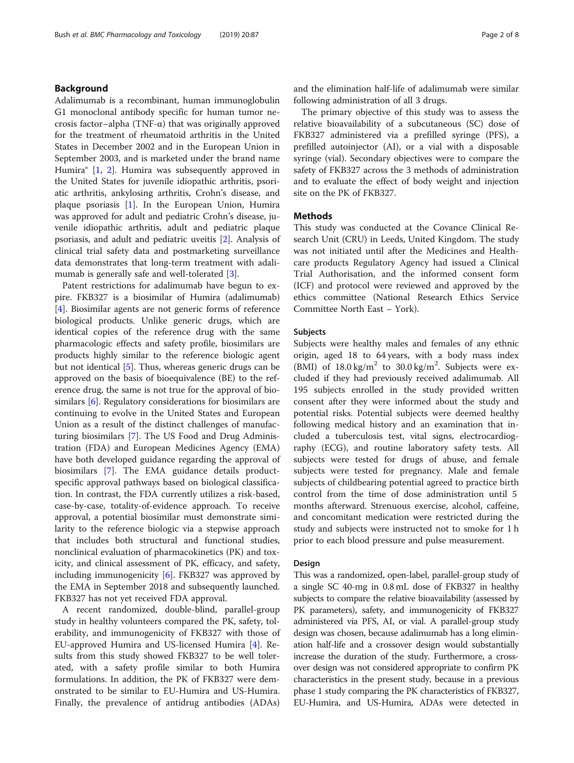## Background

Adalimumab is a recombinant, human immunoglobulin G1 monoclonal antibody specific for human tumor necrosis factor–alpha (TNF-α) that was originally approved for the treatment of rheumatoid arthritis in the United States in December 2002 and in the European Union in September 2003, and is marketed under the brand name Humira® [1, 2]. Humira was subsequently approved in the United States for juvenile idiopathic arthritis, psoriatic arthritis, ankylosing arthritis, Crohn's disease, and plaque psoriasis [1]. In the European Union, Humira was approved for adult and pediatric Crohn's disease, juvenile idiopathic arthritis, adult and pediatric plaque psoriasis, and adult and pediatric uveitis [2]. Analysis of clinical trial safety data and postmarketing surveillance data demonstrates that long-term treatment with adalimumab is generally safe and well-tolerated [3].

Patent restrictions for adalimumab have begun to expire. FKB327 is a biosimilar of Humira (adalimumab) [4]. Biosimilar agents are not generic forms of reference biological products. Unlike generic drugs, which are identical copies of the reference drug with the same pharmacologic effects and safety profile, biosimilars are products highly similar to the reference biologic agent but not identical [5]. Thus, whereas generic drugs can be approved on the basis of bioequivalence (BE) to the reference drug, the same is not true for the approval of biosimilars [6]. Regulatory considerations for biosimilars are continuing to evolve in the United States and European Union as a result of the distinct challenges of manufacturing biosimilars [7]. The US Food and Drug Administration (FDA) and European Medicines Agency (EMA) have both developed guidance regarding the approval of biosimilars [7]. The EMA guidance details product-specific approval pathways based on biological classification. In contrast, the FDA currently utilizes a risk-based, case-by-case, totality-of-evidence approach. To receive approval, a potential biosimilar must demonstrate similarity to the reference biologic via a stepwise approach that includes both structural and functional studies, nonclinical evaluation of pharmacokinetics (PK) and toxicity, and clinical assessment of PK, efficacy, and safety, including immunogenicity [6]. FKB327 was approved by the EMA in September 2018 and subsequently launched. FKB327 has not yet received FDA approval.

A recent randomized, double-blind, parallel-group study in healthy volunteers compared the PK, safety, tolerability, and immunogenicity of FKB327 with those of EU-approved Humira and US-licensed Humira [4]. Results from this study showed FKB327 to be well tolerated, with a safety profile similar to both Humira formulations. In addition, the PK of FKB327 were demonstrated to be similar to EU-Humira and US-Humira. Finally, the prevalence of antidrug antibodies (ADAs) and the elimination half-life of adalimumab were similar following administration of all 3 drugs.

The primary objective of this study was to assess the relative bioavailability of a subcutaneous (SC) dose of FKB327 administered via a prefilled syringe (PFS), a prefilled autoinjector (AI), or a vial with a disposable syringe (vial). Secondary objectives were to compare the safety of FKB327 across the 3 methods of administration and to evaluate the effect of body weight and injection site on the PK of FKB327.

## Methods

This study was conducted at the Covance Clinical Research Unit (CRU) in Leeds, United Kingdom. The study was not initiated until after the Medicines and Healthcare products Regulatory Agency had issued a Clinical Trial Authorisation, and the informed consent form (ICF) and protocol were reviewed and approved by the ethics committee (National Research Ethics Service Committee North East – York).

### Subjects

Subjects were healthy males and females of any ethnic origin, aged 18 to 64 years, with a body mass index (BMI) of $18.0\,kg/m^2$ to $30.0\,kg/m^2$. Subjects were excluded if they had previously received adalimumab. All 195 subjects enrolled in the study provided written consent after they were informed about the study and potential risks. Potential subjects were deemed healthy following medical history and an examination that included a tuberculosis test, vital signs, electrocardiography (ECG), and routine laboratory safety tests. All subjects were tested for drugs of abuse, and female subjects were tested for pregnancy. Male and female subjects of childbearing potential agreed to practice birth control from the time of dose administration until 5 months afterward. Strenuous exercise, alcohol, caffeine, and concomitant medication were restricted during the study and subjects were instructed not to smoke for 1 h prior to each blood pressure and pulse measurement.

### Design

This was a randomized, open-label, parallel-group study of a single SC 40-mg in 0.8 mL dose of FKB327 in healthy subjects to compare the relative bioavailability (assessed by PK parameters), safety, and immunogenicity of FKB327 administered via PFS, AI, or vial. A parallel-group study design was chosen, because adalimumab has a long elimination half-life and a crossover design would substantially increase the duration of the study. Furthermore, a crossover design was not considered appropriate to confirm PK characteristics in the present study, because in a previous phase 1 study comparing the PK characteristics of FKB327, EU-Humira, and US-Humira, ADAs were detected in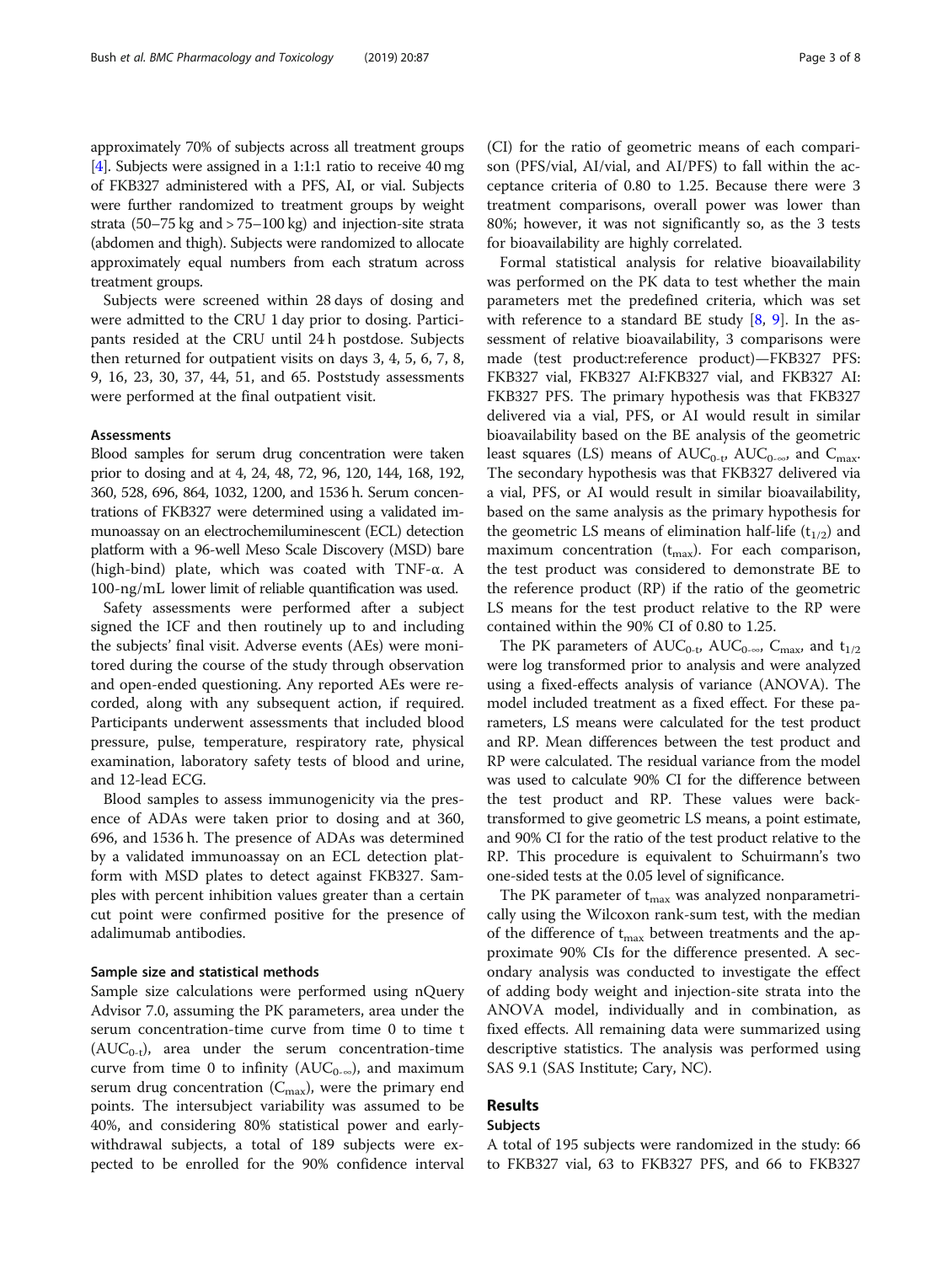approximately 70% of subjects across all treatment groups [4]. Subjects were assigned in a 1:1:1 ratio to receive 40 mg of FKB327 administered with a PFS, AI, or vial. Subjects were further randomized to treatment groups by weight strata (50–75 kg and > 75–100 kg) and injection-site strata (abdomen and thigh). Subjects were randomized to allocate approximately equal numbers from each stratum across treatment groups.

Subjects were screened within 28 days of dosing and were admitted to the CRU 1 day prior to dosing. Participants resided at the CRU until 24 h postdose. Subjects then returned for outpatient visits on days 3, 4, 5, 6, 7, 8, 9, 16, 23, 30, 37, 44, 51, and 65. Poststudy assessments were performed at the final outpatient visit.

### Assessments

Blood samples for serum drug concentration were taken prior to dosing and at 4, 24, 48, 72, 96, 120, 144, 168, 192, 360, 528, 696, 864, 1032, 1200, and 1536 h. Serum concentrations of FKB327 were determined using a validated immunoassay on an electrochemiluminescent (ECL) detection platform with a 96-well Meso Scale Discovery (MSD) bare (high-bind) plate, which was coated with TNF-α. A 100-ng/mL lower limit of reliable quantification was used.

Safety assessments were performed after a subject signed the ICF and then routinely up to and including the subjects' final visit. Adverse events (AEs) were monitored during the course of the study through observation and open-ended questioning. Any reported AEs were recorded, along with any subsequent action, if required. Participants underwent assessments that included blood pressure, pulse, temperature, respiratory rate, physical examination, laboratory safety tests of blood and urine, and 12-lead ECG.

Blood samples to assess immunogenicity via the presence of ADAs were taken prior to dosing and at 360, 696, and 1536 h. The presence of ADAs was determined by a validated immunoassay on an ECL detection platform with MSD plates to detect against FKB327. Samples with percent inhibition values greater than a certain cut point were confirmed positive for the presence of adalimumab antibodies.

### Sample size and statistical methods

Sample size calculations were performed using nQuery Advisor 7.0, assuming the PK parameters, area under the serum concentration-time curve from time 0 to time t ($AUC_{0-t}$), area under the serum concentration-time curve from time 0 to infinity ($AUC_{0-\infty}$), and maximum serum drug concentration ($C_{max}$), were the primary end points. The intersubject variability was assumed to be 40%, and considering 80% statistical power and early-withdrawal subjects, a total of 189 subjects were expected to be enrolled for the 90% confidence interval (CI) for the ratio of geometric means of each comparison (PFS/vial, AI/vial, and AI/PFS) to fall within the acceptance criteria of 0.80 to 1.25. Because there were 3 treatment comparisons, overall power was lower than 80%; however, it was not significantly so, as the 3 tests for bioavailability are highly correlated.

Formal statistical analysis for relative bioavailability was performed on the PK data to test whether the main parameters met the predefined criteria, which was set with reference to a standard BE study [8, 9]. In the assessment of relative bioavailability, 3 comparisons were made (test product:reference product)—FKB327 PFS: FKB327 vial, FKB327 AI:FKB327 vial, and FKB327 AI: FKB327 PFS. The primary hypothesis was that FKB327 delivered via a vial, PFS, or AI would result in similar bioavailability based on the BE analysis of the geometric least squares (LS) means of $AUC_{0-t}$, $AUC_{0-\infty}$, and $C_{max}$. The secondary hypothesis was that FKB327 delivered via a vial, PFS, or AI would result in similar bioavailability, based on the same analysis as the primary hypothesis for the geometric LS means of elimination half-life ($t_{1/2}$) and maximum concentration ($t_{max}$). For each comparison, the test product was considered to demonstrate BE to the reference product (RP) if the ratio of the geometric LS means for the test product relative to the RP were contained within the 90% CI of 0.80 to 1.25.

The PK parameters of $AUC_{0-t}$, $AUC_{0-\infty}$, $C_{max}$, and $t_{1/2}$ were log transformed prior to analysis and were analyzed using a fixed-effects analysis of variance (ANOVA). The model included treatment as a fixed effect. For these parameters, LS means were calculated for the test product and RP. Mean differences between the test product and RP were calculated. The residual variance from the model was used to calculate 90% CI for the difference between the test product and RP. These values were back-transformed to give geometric LS means, a point estimate, and 90% CI for the ratio of the test product relative to the RP. This procedure is equivalent to Schuirmann's two one-sided tests at the 0.05 level of significance.

The PK parameter of $t_{max}$ was analyzed nonparametrically using the Wilcoxon rank-sum test, with the median of the difference of $t_{max}$ between treatments and the approximate 90% CIs for the difference presented. A secondary analysis was conducted to investigate the effect of adding body weight and injection-site strata into the ANOVA model, individually and in combination, as fixed effects. All remaining data were summarized using descriptive statistics. The analysis was performed using SAS 9.1 (SAS Institute; Cary, NC).

## Results

### Subjects

A total of 195 subjects were randomized in the study: 66 to FKB327 vial, 63 to FKB327 PFS, and 66 to FKB327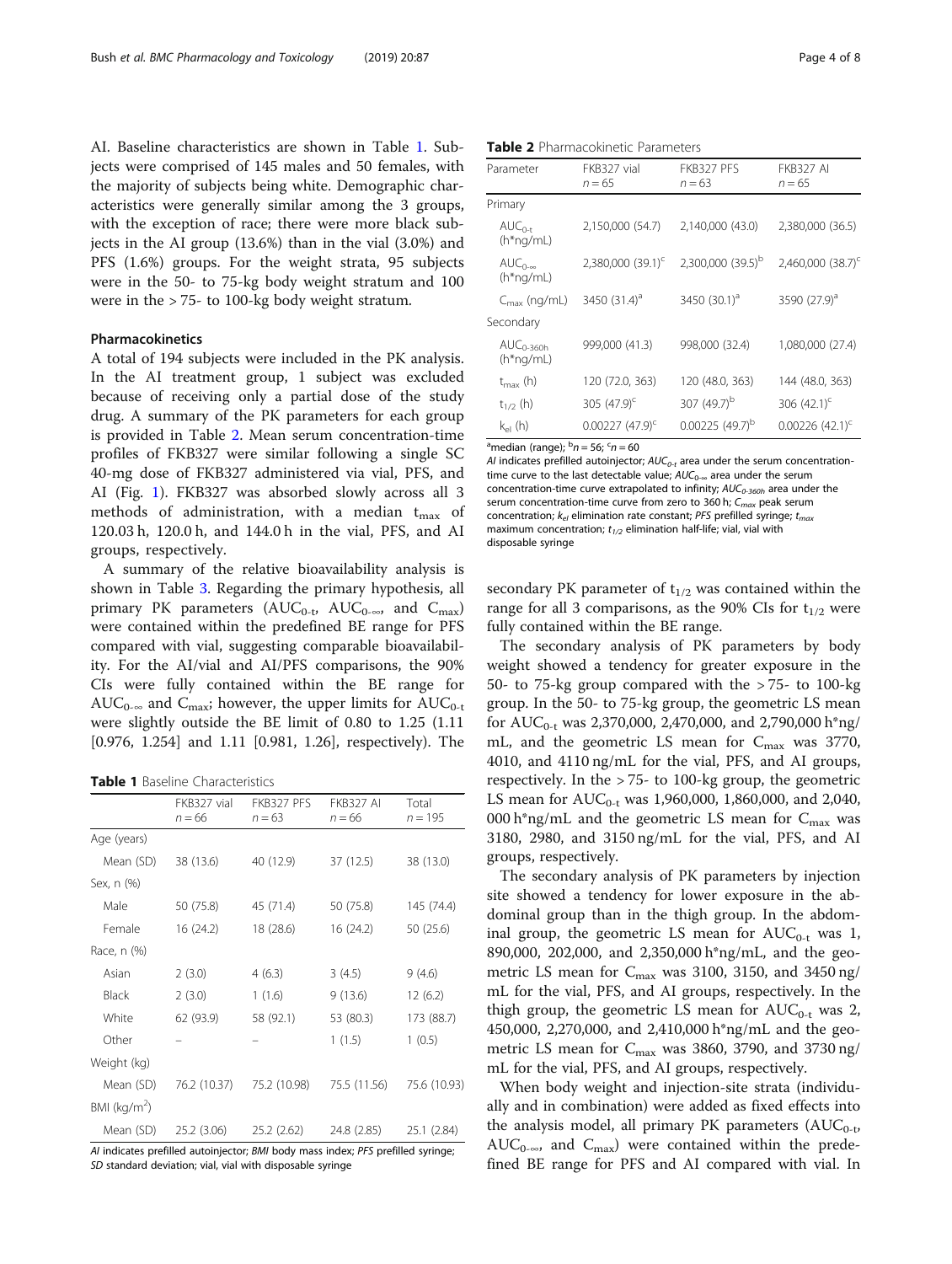AI. Baseline characteristics are shown in Table 1. Subjects were comprised of 145 males and 50 females, with the majority of subjects being white. Demographic characteristics were generally similar among the 3 groups, with the exception of race; there were more black subjects in the AI group (13.6%) than in the vial (3.0%) and PFS (1.6%) groups. For the weight strata, 95 subjects were in the 50- to 75-kg body weight stratum and 100 were in the > 75- to 100-kg body weight stratum.

### Pharmacokinetics

A total of 194 subjects were included in the PK analysis. In the AI treatment group, 1 subject was excluded because of receiving only a partial dose of the study drug. A summary of the PK parameters for each group is provided in Table 2. Mean serum concentration-time profiles of FKB327 were similar following a single SC 40-mg dose of FKB327 administered via vial, PFS, and AI (Fig. 1). FKB327 was absorbed slowly across all 3 methods of administration, with a median $t_{max}$ of 120.03 h, 120.0 h, and 144.0 h in the vial, PFS, and AI groups, respectively.

A summary of the relative bioavailability analysis is shown in Table 3. Regarding the primary hypothesis, all primary PK parameters ($AUC_{0-t}$, $AUC_{0-\infty}$, and $C_{max}$) were contained within the predefined BE range for PFS compared with vial, suggesting comparable bioavailability. For the AI/vial and AI/PFS comparisons, the 90% CIs were fully contained within the BE range for $AUC_{0-\infty}$ and $C_{max}$; however, the upper limits for $AUC_{0-t}$ were slightly outside the BE limit of 0.80 to 1.25 (1.11 [0.976, 1.254] and 1.11 [0.981, 1.26], respectively). The secondary PK parameter of $t_{1/2}$ was contained within the range for all 3 comparisons, as the 90% CIs for $t_{1/2}$ were fully contained within the BE range.

**Table 1** Baseline Characteristics

| | FKB327 vial n = 66 | FKB327 PFS n = 63 | FKB327 AI n = 66 | Total n = 195 |
|---|---|---|---|---|
| Age (years) | | | | |
| Mean (SD) | 38 (13.6) | 40 (12.9) | 37 (12.5) | 38 (13.0) |
| Sex, n (%) | | | | |
| Male | 50 (75.8) | 45 (71.4) | 50 (75.8) | 145 (74.4) |
| Female | 16 (24.2) | 18 (28.6) | 16 (24.2) | 50 (25.6) |
| Race, n (%) | | | | |
| Asian | 2 (3.0) | 4 (6.3) | 3 (4.5) | 9 (4.6) |
| Black | 2 (3.0) | 1 (1.6) | 9 (13.6) | 12 (6.2) |
| White | 62 (93.9) | 58 (92.1) | 53 (80.3) | 173 (88.7) |
| Other | – | – | 1 (1.5) | 1 (0.5) |
| Weight (kg) | | | | |
| Mean (SD) | 76.2 (10.37) | 75.2 (10.98) | 75.5 (11.56) | 75.6 (10.93) |
| BMI (kg/m$^2$) | | | | |
| Mean (SD) | 25.2 (3.06) | 25.2 (2.62) | 24.8 (2.85) | 25.1 (2.84) |

*AI* indicates prefilled autoinjector; *BMI* body mass index; *PFS* prefilled syringe; *SD* standard deviation; vial, vial with disposable syringe

**Table 2** Pharmacokinetic Parameters

| Parameter | FKB327 vial n = 65 | FKB327 PFS n = 63 | FKB327 AI n = 65 |
|---|---|---|---|
| Primary | | | |
| $AUC_{0-t}$ (h*ng/mL) | 2,150,000 (54.7) | 2,140,000 (43.0) | 2,380,000 (36.5) |
| $AUC_{0-\infty}$ (h*ng/mL) | 2,380,000 (39.1)[c] | 2,300,000 (39.5)[b] | 2,460,000 (38.7)[c] |
| $C_{max}$ (ng/mL) | 3450 (31.4)[a] | 3450 (30.1)[a] | 3590 (27.9)[a] |
| Secondary | | | |
| $AUC_{0-360h}$ (h*ng/mL) | 999,000 (41.3) | 998,000 (32.4) | 1,080,000 (27.4) |
| $t_{max}$ (h) | 120 (72.0, 363) | 120 (48.0, 363) | 144 (48.0, 363) |
| $t_{1/2}$ (h) | 305 (47.9)[c] | 307 (49.7)[b] | 306 (42.1)[c] |
| $k_{el}$ (h) | 0.00227 (47.9)[c] | 0.00225 (49.7)[b] | 0.00226 (42.1)[c] |

[a]median (range); [b]n = 56; [c]n = 60

*AI* indicates prefilled autoinjector; $AUC_{0-t}$ area under the serum concentration-time curve to the last detectable value; $AUC_{0-\infty}$ area under the serum concentration-time curve extrapolated to infinity; $AUC_{0-360h}$ area under the serum concentration-time curve from zero to 360 h; $C_{max}$ peak serum concentration; $k_{el}$ elimination rate constant; *PFS* prefilled syringe; $t_{max}$ maximum concentration; $t_{1/2}$ elimination half-life; vial, vial with disposable syringe

The secondary analysis of PK parameters by body weight showed a tendency for greater exposure in the 50- to 75-kg group compared with the > 75- to 100-kg group. In the 50- to 75-kg group, the geometric LS mean for $AUC_{0-t}$ was 2,370,000, 2,470,000, and 2,790,000 h*ng/mL, and the geometric LS mean for $C_{max}$ was 3770, 4010, and 4110 ng/mL for the vial, PFS, and AI groups, respectively. In the > 75- to 100-kg group, the geometric LS mean for $AUC_{0-t}$ was 1,960,000, 1,860,000, and 2,040,000 h*ng/mL and the geometric LS mean for $C_{max}$ was 3180, 2980, and 3150 ng/mL for the vial, PFS, and AI groups, respectively.

The secondary analysis of PK parameters by injection site showed a tendency for lower exposure in the abdominal group than in the thigh group. In the abdominal group, the geometric LS mean for $AUC_{0-t}$ was 1,890,000, 202,000, and 2,350,000 h*ng/mL, and the geometric LS mean for $C_{max}$ was 3100, 3150, and 3450 ng/mL for the vial, PFS, and AI groups, respectively. In the thigh group, the geometric LS mean for $AUC_{0-t}$ was 2,450,000, 2,270,000, and 2,410,000 h*ng/mL and the geometric LS mean for $C_{max}$ was 3860, 3790, and 3730 ng/mL for the vial, PFS, and AI groups, respectively.

When body weight and injection-site strata (individually and in combination) were added as fixed effects into the analysis model, all primary PK parameters ($AUC_{0-t}$, $AUC_{0-\infty}$, and $C_{max}$) were contained within the predefined BE range for PFS and AI compared with vial. In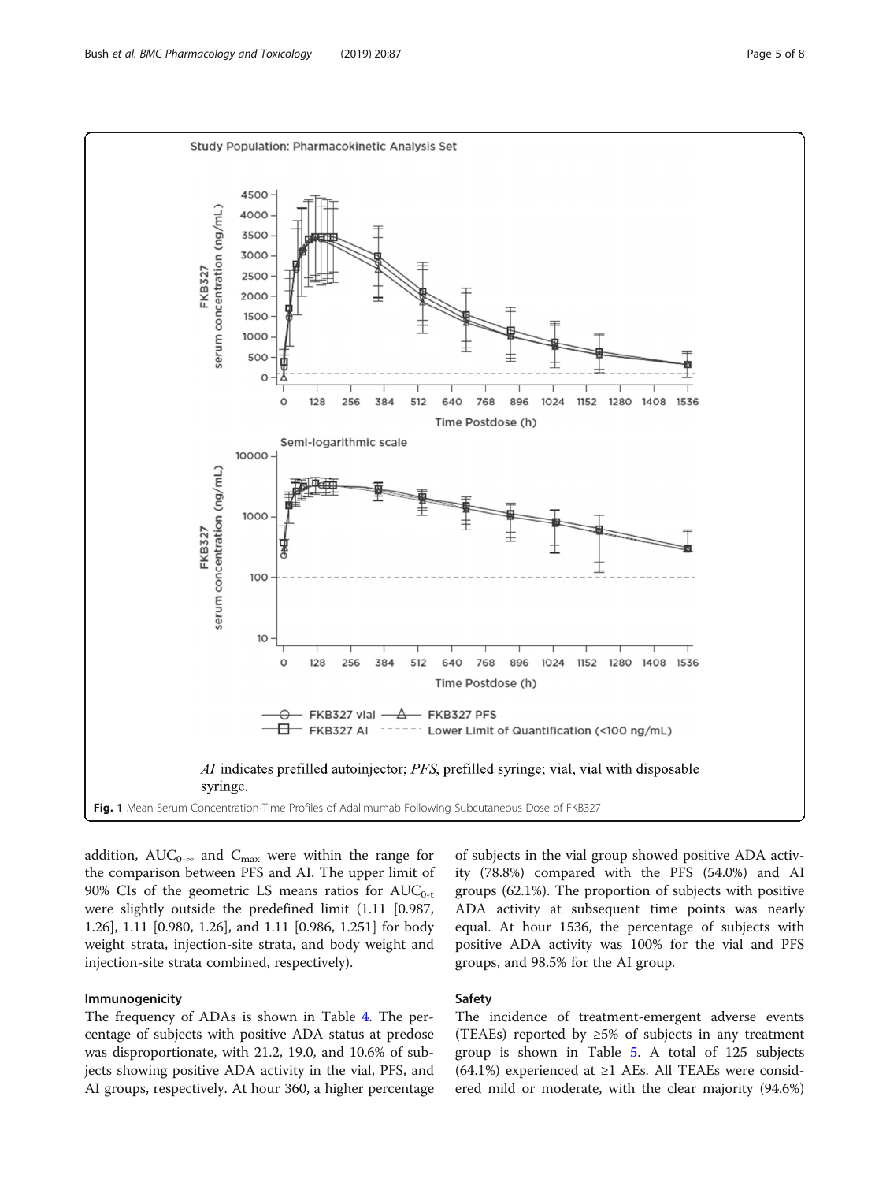Fig. 1 Mean Serum Concentration-Time Profiles of Adalimumab Following Subcutaneous Dose of FKB327

*AI* indicates prefilled autoinjector; *PFS*, prefilled syringe; vial, vial with disposable syringe.

addition, $AUC_{0-\infty}$ and $C_{max}$ were within the range for the comparison between PFS and AI. The upper limit of 90% CIs of the geometric LS means ratios for $AUC_{0-t}$ were slightly outside the predefined limit (1.11 [0.987, 1.26], 1.11 [0.980, 1.26], and 1.11 [0.986, 1.251] for body weight strata, injection-site strata, and body weight and injection-site strata combined, respectively).

## Immunogenicity

The frequency of ADAs is shown in Table 4. The percentage of subjects with positive ADA status at predose was disproportionate, with 21.2, 19.0, and 10.6% of subjects showing positive ADA activity in the vial, PFS, and AI groups, respectively. At hour 360, a higher percentage of subjects in the vial group showed positive ADA activity (78.8%) compared with the PFS (54.0%) and AI groups (62.1%). The proportion of subjects with positive ADA activity at subsequent time points was nearly equal. At hour 1536, the percentage of subjects with positive ADA activity was 100% for the vial and PFS groups, and 98.5% for the AI group.

## Safety

The incidence of treatment-emergent adverse events (TEAEs) reported by ≥5% of subjects in any treatment group is shown in Table 5. A total of 125 subjects (64.1%) experienced at ≥1 AEs. All TEAEs were considered mild or moderate, with the clear majority (94.6%)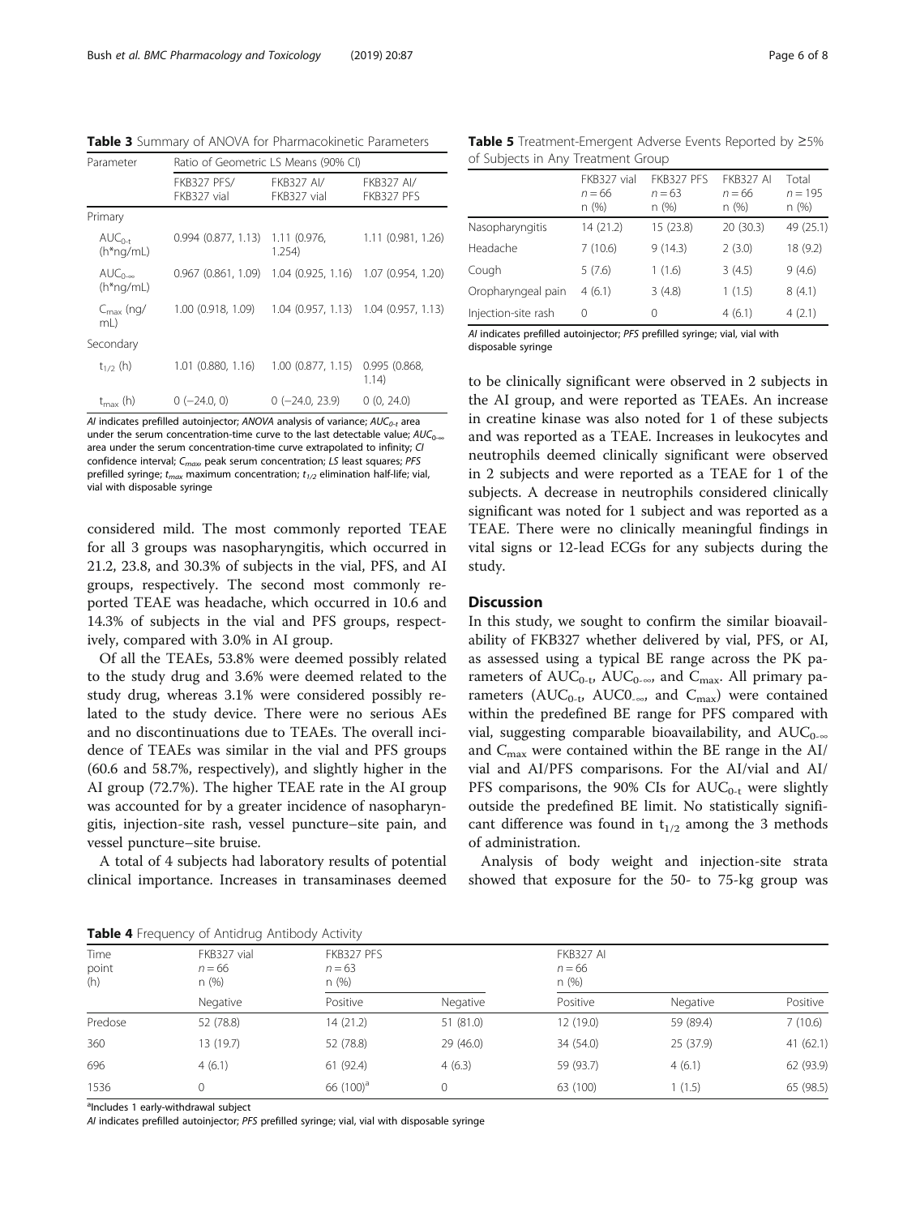**Table 3** Summary of ANOVA for Pharmacokinetic Parameters

| Parameter | Ratio of Geometric LS Means (90% CI) | | |
|---|---|---|---|
| | FKB327 PFS/ FKB327 vial | FKB327 AI/ FKB327 vial | FKB327 AI/ FKB327 PFS |
| Primary | | | |
| $AUC_{0-t}$ (h*ng/mL) | 0.994 (0.877, 1.13) | 1.11 (0.976, 1.254) | 1.11 (0.981, 1.26) |
| $AUC_{0-\infty}$ (h*ng/mL) | 0.967 (0.861, 1.09) | 1.04 (0.925, 1.16) | 1.07 (0.954, 1.20) |
| $C_{max}$ (ng/ mL) | 1.00 (0.918, 1.09) | 1.04 (0.957, 1.13) | 1.04 (0.957, 1.13) |
| Secondary | | | |
| $t_{1/2}$ (h) | 1.01 (0.880, 1.16) | 1.00 (0.877, 1.15) | 0.995 (0.868, 1.14) |
| $t_{max}$ (h) | 0 (−24.0, 0) | 0 (−24.0, 23.9) | 0 (0, 24.0) |

*AI* indicates prefilled autoinjector; *ANOVA* analysis of variance; $AUC_{0-t}$ area under the serum concentration-time curve to the last detectable value; $AUC_{0-\infty}$ area under the serum concentration-time curve extrapolated to infinity; *CI* confidence interval; $C_{max}$ peak serum concentration; *LS* least squares; *PFS* prefilled syringe; $t_{max}$ maximum concentration; $t_{1/2}$ elimination half-life; vial, vial with disposable syringe

**Table 5** Treatment-Emergent Adverse Events Reported by ≥5% of Subjects in Any Treatment Group

| | FKB327 vial $n = 66$ n (%) | FKB327 PFS $n = 63$ n (%) | FKB327 AI $n = 66$ n (%) | Total $n = 195$ n (%) |
|---|---|---|---|---|
| Nasopharyngitis | 14 (21.2) | 15 (23.8) | 20 (30.3) | 49 (25.1) |
| Headache | 7 (10.6) | 9 (14.3) | 2 (3.0) | 18 (9.2) |
| Cough | 5 (7.6) | 1 (1.6) | 3 (4.5) | 9 (4.6) |
| Oropharyngeal pain | 4 (6.1) | 3 (4.8) | 1 (1.5) | 8 (4.1) |
| Injection-site rash | 0 | 0 | 4 (6.1) | 4 (2.1) |

*AI* indicates prefilled autoinjector; *PFS* prefilled syringe; vial, vial with disposable syringe

considered mild. The most commonly reported TEAE for all 3 groups was nasopharyngitis, which occurred in 21.2, 23.8, and 30.3% of subjects in the vial, PFS, and AI groups, respectively. The second most commonly reported TEAE was headache, which occurred in 10.6 and 14.3% of subjects in the vial and PFS groups, respectively, compared with 3.0% in AI group.

Of all the TEAEs, 53.8% were deemed possibly related to the study drug and 3.6% were deemed related to the study drug, whereas 3.1% were considered possibly related to the study device. There were no serious AEs and no discontinuations due to TEAEs. The overall incidence of TEAEs was similar in the vial and PFS groups (60.6 and 58.7%, respectively), and slightly higher in the AI group (72.7%). The higher TEAE rate in the AI group was accounted for by a greater incidence of nasopharyngitis, injection-site rash, vessel puncture–site pain, and vessel puncture–site bruise.

A total of 4 subjects had laboratory results of potential clinical importance. Increases in transaminases deemed to be clinically significant were observed in 2 subjects in the AI group, and were reported as TEAEs. An increase in creatine kinase was also noted for 1 of these subjects and was reported as a TEAE. Increases in leukocytes and neutrophils deemed clinically significant were observed in 2 subjects and were reported as a TEAE for 1 of the subjects. A decrease in neutrophils considered clinically significant was noted for 1 subject and was reported as a TEAE. There were no clinically meaningful findings in vital signs or 12-lead ECGs for any subjects during the study.

## Discussion

In this study, we sought to confirm the similar bioavailability of FKB327 whether delivered by vial, PFS, or AI, as assessed using a typical BE range across the PK parameters of $AUC_{0-t}$, $AUC_{0-\infty}$, and $C_{max}$. All primary parameters ($AUC_{0-t}$, $AUC0_{-\infty}$, and $C_{max}$) were contained within the predefined BE range for PFS compared with vial, suggesting comparable bioavailability, and $AUC_{0-\infty}$ and $C_{max}$ were contained within the BE range in the AI/vial and AI/PFS comparisons. For the AI/vial and AI/PFS comparisons, the 90% CIs for $AUC_{0-t}$ were slightly outside the predefined BE limit. No statistically significant difference was found in $t_{1/2}$ among the 3 methods of administration.

Analysis of body weight and injection-site strata showed that exposure for the 50- to 75-kg group was

**Table 4** Frequency of Antidrug Antibody Activity

| Time point (h) | FKB327 vial $n = 66$ n (%) | FKB327 PFS $n = 63$ n (%) | | FKB327 AI $n = 66$ n (%) | | |
|---|---|---|---|---|---|---|
| | Negative | Positive | Negative | Positive | Negative | Positive |
| Predose | 52 (78.8) | 14 (21.2) | 51 (81.0) | 12 (19.0) | 59 (89.4) | 7 (10.6) |
| 360 | 13 (19.7) | 52 (78.8) | 29 (46.0) | 34 (54.0) | 25 (37.9) | 41 (62.1) |
| 696 | 4 (6.1) | 61 (92.4) | 4 (6.3) | 59 (93.7) | 4 (6.1) | 62 (93.9) |
| 1536 | 0 | 66 (100)[a] | 0 | 63 (100) | 1 (1.5) | 65 (98.5) |

[a]Includes 1 early-withdrawal subject

*AI* indicates prefilled autoinjector; *PFS* prefilled syringe; vial, vial with disposable syringe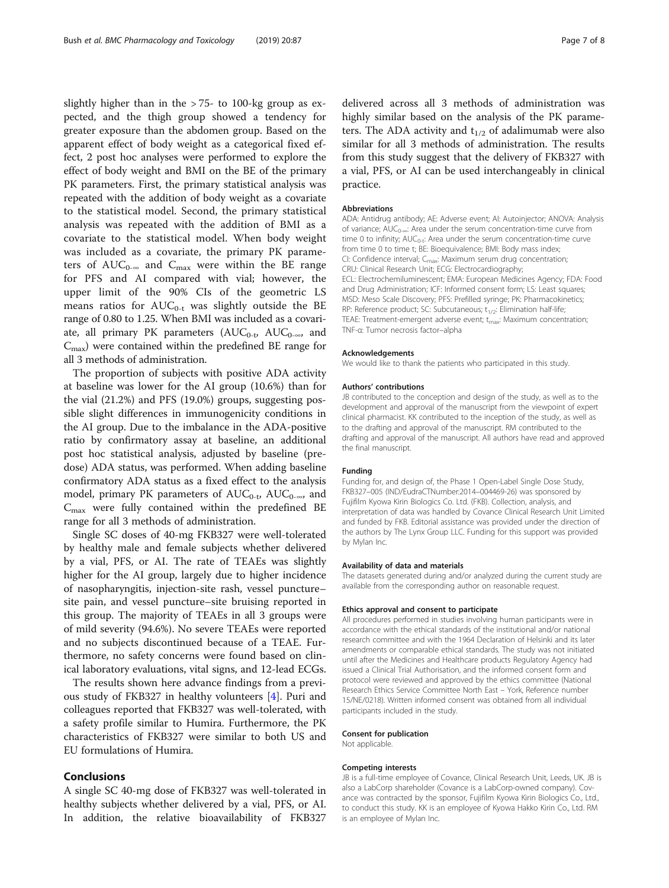slightly higher than in the > 75- to 100-kg group as expected, and the thigh group showed a tendency for greater exposure than the abdomen group. Based on the apparent effect of body weight as a categorical fixed effect, 2 post hoc analyses were performed to explore the effect of body weight and BMI on the BE of the primary PK parameters. First, the primary statistical analysis was repeated with the addition of body weight as a covariate to the statistical model. Second, the primary statistical analysis was repeated with the addition of BMI as a covariate to the statistical model. When body weight was included as a covariate, the primary PK parameters of $AUC_{0-\infty}$ and $C_{max}$ were within the BE range for PFS and AI compared with vial; however, the upper limit of the 90% CIs of the geometric LS means ratios for $AUC_{0-t}$ was slightly outside the BE range of 0.80 to 1.25. When BMI was included as a covariate, all primary PK parameters ($AUC_{0-t}$, $AUC_{0-\infty}$, and $C_{max}$) were contained within the predefined BE range for all 3 methods of administration.

The proportion of subjects with positive ADA activity at baseline was lower for the AI group (10.6%) than for the vial (21.2%) and PFS (19.0%) groups, suggesting possible slight differences in immunogenicity conditions in the AI group. Due to the imbalance in the ADA-positive ratio by confirmatory assay at baseline, an additional post hoc statistical analysis, adjusted by baseline (predose) ADA status, was performed. When adding baseline confirmatory ADA status as a fixed effect to the analysis model, primary PK parameters of $AUC_{0-t}$, $AUC_{0-\infty}$, and $C_{max}$ were fully contained within the predefined BE range for all 3 methods of administration.

Single SC doses of 40-mg FKB327 were well-tolerated by healthy male and female subjects whether delivered by a vial, PFS, or AI. The rate of TEAEs was slightly higher for the AI group, largely due to higher incidence of nasopharyngitis, injection-site rash, vessel puncture–site pain, and vessel puncture–site bruising reported in this group. The majority of TEAEs in all 3 groups were of mild severity (94.6%). No severe TEAEs were reported and no subjects discontinued because of a TEAE. Furthermore, no safety concerns were found based on clinical laboratory evaluations, vital signs, and 12-lead ECGs.

The results shown here advance findings from a previous study of FKB327 in healthy volunteers [4]. Puri and colleagues reported that FKB327 was well-tolerated, with a safety profile similar to Humira. Furthermore, the PK characteristics of FKB327 were similar to both US and EU formulations of Humira.

## Conclusions

A single SC 40-mg dose of FKB327 was well-tolerated in healthy subjects whether delivered by a vial, PFS, or AI. In addition, the relative bioavailability of FKB327 delivered across all 3 methods of administration was highly similar based on the analysis of the PK parameters. The ADA activity and $t_{1/2}$ of adalimumab were also similar for all 3 methods of administration. The results from this study suggest that the delivery of FKB327 with a vial, PFS, or AI can be used interchangeably in clinical practice.

#### Abbreviations

ADA: Antidrug antibody; AE: Adverse event; AI: Autoinjector; ANOVA: Analysis of variance; $AUC_{0-\infty}$: Area under the serum concentration-time curve from time 0 to infinity; $AUC_{0-t}$: Area under the serum concentration-time curve from time 0 to time t; BE: Bioequivalence; BMI: Body mass index; CI: Confidence interval; $C_{max}$: Maximum serum drug concentration; CRU: Clinical Research Unit; ECG: Electrocardiography; ECL: Electrochemiluminescent; EMA: European Medicines Agency; FDA: Food and Drug Administration; ICF: Informed consent form; LS: Least squares; MSD: Meso Scale Discovery; PFS: Prefilled syringe; PK: Pharmacokinetics; RP: Reference product; SC: Subcutaneous; $t_{1/2}$: Elimination half-life; TEAE: Treatment-emergent adverse event; $t_{max}$: Maximum concentration; TNF-α: Tumor necrosis factor–alpha

#### Acknowledgements

We would like to thank the patients who participated in this study.

#### Authors' contributions

JB contributed to the conception and design of the study, as well as to the development and approval of the manuscript from the viewpoint of expert clinical pharmacist. KK contributed to the inception of the study, as well as to the drafting and approval of the manuscript. RM contributed to the drafting and approval of the manuscript. All authors have read and approved the final manuscript.

#### Funding

Funding for, and design of, the Phase 1 Open-Label Single Dose Study, FKB327–005 (IND/EudraCTNumber:2014–004469-26) was sponsored by Fujifilm Kyowa Kirin Biologics Co. Ltd. (FKB). Collection, analysis, and interpretation of data was handled by Covance Clinical Research Unit Limited and funded by FKB. Editorial assistance was provided under the direction of the authors by The Lynx Group LLC. Funding for this support was provided by Mylan Inc.

#### Availability of data and materials

The datasets generated during and/or analyzed during the current study are available from the corresponding author on reasonable request.

#### Ethics approval and consent to participate

All procedures performed in studies involving human participants were in accordance with the ethical standards of the institutional and/or national research committee and with the 1964 Declaration of Helsinki and its later amendments or comparable ethical standards. The study was not initiated until after the Medicines and Healthcare products Regulatory Agency had issued a Clinical Trial Authorisation, and the informed consent form and protocol were reviewed and approved by the ethics committee (National Research Ethics Service Committee North East – York, Reference number 15/NE/0218). Written informed consent was obtained from all individual participants included in the study.

#### Consent for publication

Not applicable.

#### Competing interests

JB is a full-time employee of Covance, Clinical Research Unit, Leeds, UK. JB is also a LabCorp shareholder (Covance is a LabCorp-owned company). Covance was contracted by the sponsor, Fujifilm Kyowa Kirin Biologics Co., Ltd., to conduct this study. KK is an employee of Kyowa Hakko Kirin Co., Ltd. RM is an employee of Mylan Inc.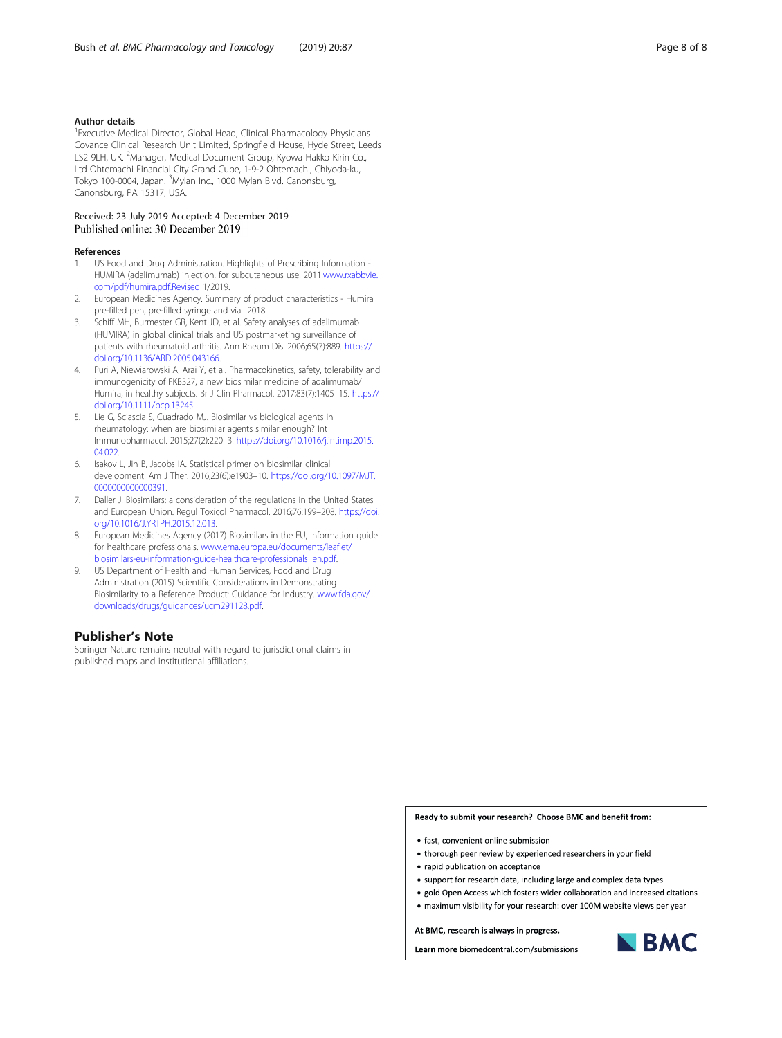### Author details

[1]Executive Medical Director, Global Head, Clinical Pharmacology Physicians Covance Clinical Research Unit Limited, Springfield House, Hyde Street, Leeds LS2 9LH, UK. [2]Manager, Medical Document Group, Kyowa Hakko Kirin Co., Ltd Ohtemachi Financial City Grand Cube, 1-9-2 Ohtemachi, Chiyoda-ku, Tokyo 100-0004, Japan. [3]Mylan Inc., 1000 Mylan Blvd. Canonsburg, Canonsburg, PA 15317, USA.

Received: 23 July 2019 Accepted: 4 December 2019
Published online: 30 December 2019

### References

1. US Food and Drug Administration. Highlights of Prescribing Information - HUMIRA (adalimumab) injection, for subcutaneous use. 2011.www.rxabbvie.com/pdf/humira.pdf.Revised 1/2019.
2. European Medicines Agency. Summary of product characteristics - Humira pre-filled pen, pre-filled syringe and vial. 2018.
3. Schiff MH, Burmester GR, Kent JD, et al. Safety analyses of adalimumab (HUMIRA) in global clinical trials and US postmarketing surveillance of patients with rheumatoid arthritis. Ann Rheum Dis. 2006;65(7):889. https://doi.org/10.1136/ARD.2005.043166.
4. Puri A, Niewiarowski A, Arai Y, et al. Pharmacokinetics, safety, tolerability and immunogenicity of FKB327, a new biosimilar medicine of adalimumab/Humira, in healthy subjects. Br J Clin Pharmacol. 2017;83(7):1405–15. https://doi.org/10.1111/bcp.13245.
5. Lie G, Sciascia S, Cuadrado MJ. Biosimilar vs biological agents in rheumatology: when are biosimilar agents similar enough? Int Immunopharmacol. 2015;27(2):220–3. https://doi.org/10.1016/j.intimp.2015.04.022.
6. Isakov L, Jin B, Jacobs IA. Statistical primer on biosimilar clinical development. Am J Ther. 2016;23(6):e1903–10. https://doi.org/10.1097/MJT.0000000000000391.
7. Daller J. Biosimilars: a consideration of the regulations in the United States and European Union. Regul Toxicol Pharmacol. 2016;76:199–208. https://doi.org/10.1016/J.YRTPH.2015.12.013.
8. European Medicines Agency (2017) Biosimilars in the EU, Information guide for healthcare professionals. www.ema.europa.eu/documents/leaflet/biosimilars-eu-information-guide-healthcare-professionals_en.pdf.
9. US Department of Health and Human Services, Food and Drug Administration (2015) Scientific Considerations in Demonstrating Biosimilarity to a Reference Product: Guidance for Industry. www.fda.gov/downloads/drugs/guidances/ucm291128.pdf.

## Publisher's Note

Springer Nature remains neutral with regard to jurisdictional claims in published maps and institutional affiliations.

**Ready to submit your research? Choose BMC and benefit from:**

- fast, convenient online submission
- thorough peer review by experienced researchers in your field
- rapid publication on acceptance
- support for research data, including large and complex data types
- gold Open Access which fosters wider collaboration and increased citations
- maximum visibility for your research: over 100M website views per year

**At BMC, research is always in progress.**

**Learn more** biomedcentral.com/submissions

BMC